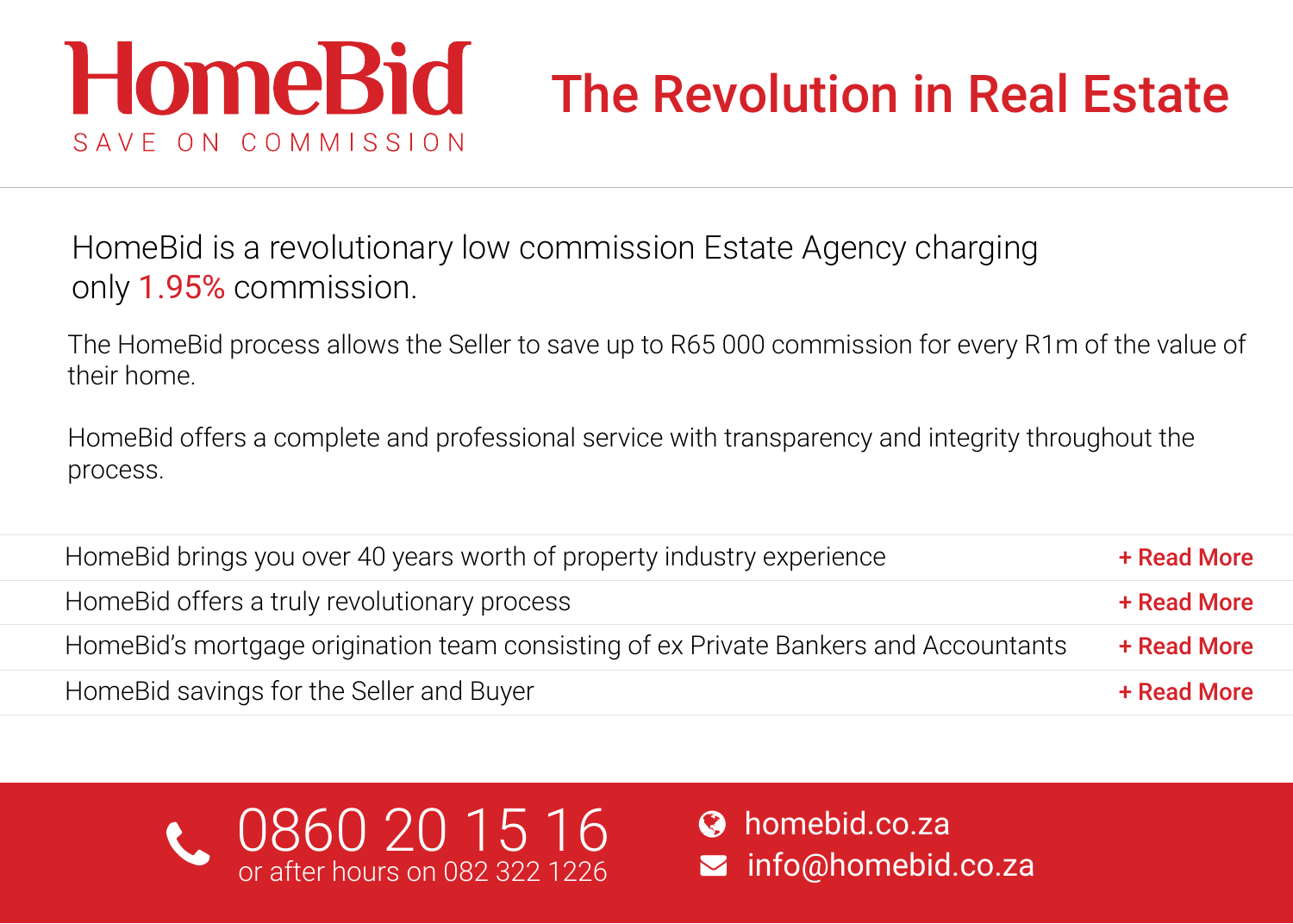# HomeBid

SAVE ON COMMISSION

## The Revolution in Real Estate

HomeBid is a revolutionary low commission Estate Agency charging only 1.95% commission.

The HomeBid process allows the Seller to save up to R65 000 commission for every R1m of the value of their home.

HomeBid offers a complete and professional service with transparency and integrity throughout the process.

- HomeBid brings you over 40 years worth of property industry experience — **+ Read More**
- HomeBid offers a truly revolutionary process — **+ Read More**
- HomeBid's mortgage origination team consisting of ex Private Bankers and Accountants — **+ Read More**
- HomeBid savings for the Seller and Buyer — **+ Read More**

0860 20 15 16
or after hours on 082 322 1226

homebid.co.za
info@homebid.co.za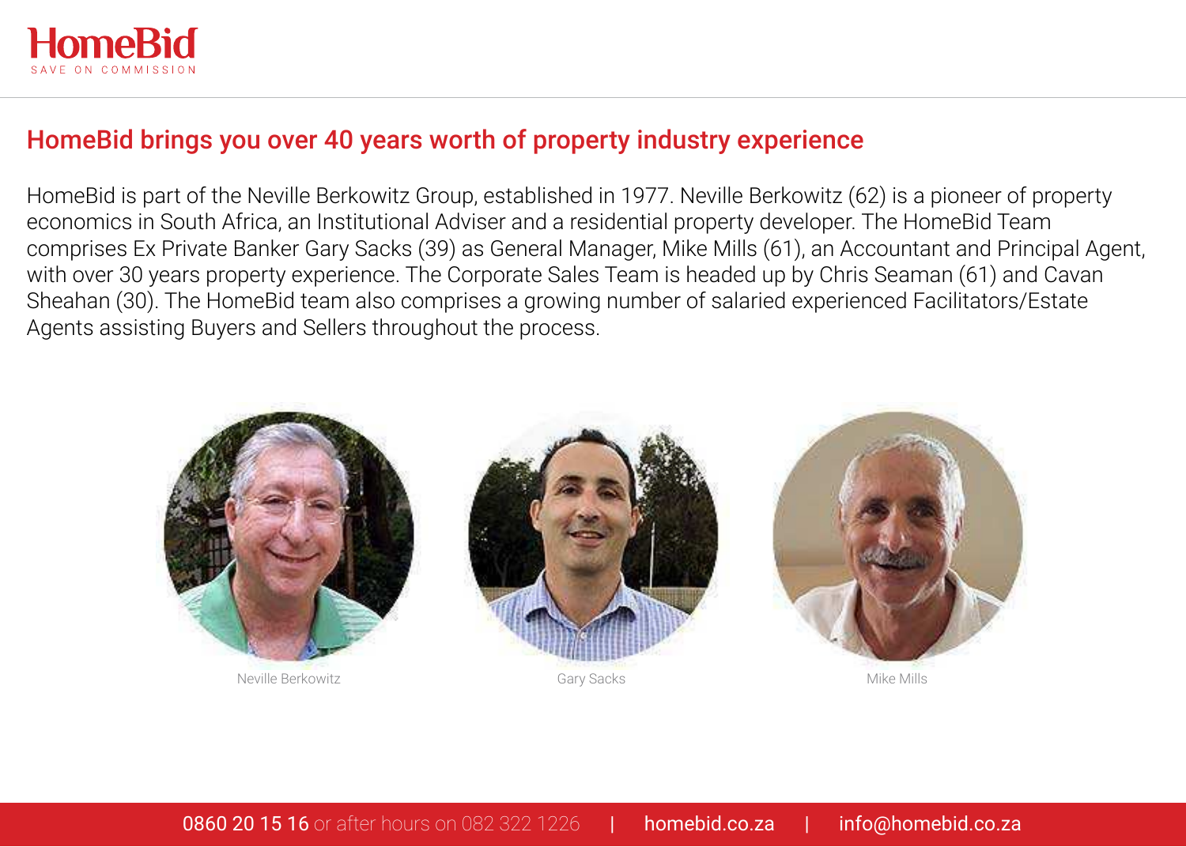# HomeBid brings you over 40 years worth of property industry experience

HomeBid is part of the Neville Berkowitz Group, established in 1977. Neville Berkowitz (62) is a pioneer of property economics in South Africa, an Institutional Adviser and a residential property developer. The HomeBid Team comprises Ex Private Banker Gary Sacks (39) as General Manager, Mike Mills (61), an Accountant and Principal Agent, with over 30 years property experience. The Corporate Sales Team is headed up by Chris Seaman (61) and Cavan Sheahan (30). The HomeBid team also comprises a growing number of salaried experienced Facilitators/Estate Agents assisting Buyers and Sellers throughout the process.

Neville Berkowitz

Gary Sacks

Mike Mills

0860 20 15 16 or after hours on 082 322 1226 | homebid.co.za | info@homebid.co.za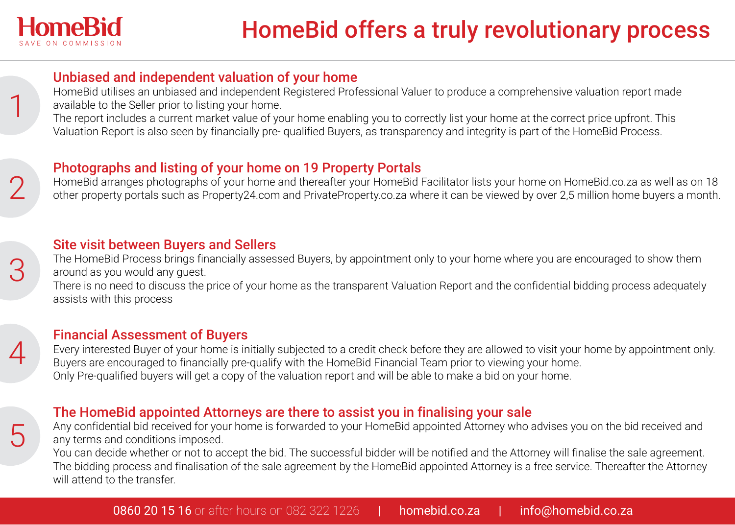# HomeBid offers a truly revolutionary process

HomeBid
SAVE ON COMMISSION

## 1. Unbiased and independent valuation of your home

HomeBid utilises an unbiased and independent Registered Professional Valuer to produce a comprehensive valuation report made available to the Seller prior to listing your home.

The report includes a current market value of your home enabling you to correctly list your home at the correct price upfront. This Valuation Report is also seen by financially pre- qualified Buyers, as transparency and integrity is part of the HomeBid Process.

## 2. Photographs and listing of your home on 19 Property Portals

HomeBid arranges photographs of your home and thereafter your HomeBid Facilitator lists your home on HomeBid.co.za as well as on 18 other property portals such as Property24.com and PrivateProperty.co.za where it can be viewed by over 2,5 million home buyers a month.

## 3. Site visit between Buyers and Sellers

The HomeBid Process brings financially assessed Buyers, by appointment only to your home where you are encouraged to show them around as you would any guest.

There is no need to discuss the price of your home as the transparent Valuation Report and the confidential bidding process adequately assists with this process

## 4. Financial Assessment of Buyers

Every interested Buyer of your home is initially subjected to a credit check before they are allowed to visit your home by appointment only.

Buyers are encouraged to financially pre-qualify with the HomeBid Financial Team prior to viewing your home.

Only Pre-qualified buyers will get a copy of the valuation report and will be able to make a bid on your home.

## 5. The HomeBid appointed Attorneys are there to assist you in finalising your sale

Any confidential bid received for your home is forwarded to your HomeBid appointed Attorney who advises you on the bid received and any terms and conditions imposed.

You can decide whether or not to accept the bid. The successful bidder will be notified and the Attorney will finalise the sale agreement. The bidding process and finalisation of the sale agreement by the HomeBid appointed Attorney is a free service. Thereafter the Attorney will attend to the transfer.

0860 20 15 16 or after hours on 082 322 1226 | homebid.co.za | info@homebid.co.za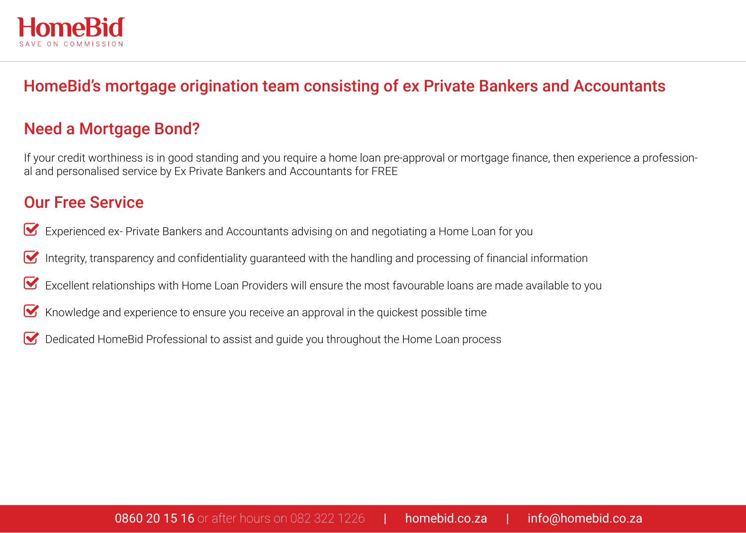HomeBid
SAVE ON COMMISSION

# HomeBid's mortgage origination team consisting of ex Private Bankers and Accountants

## Need a Mortgage Bond?

If your credit worthiness is in good standing and you require a home loan pre-approval or mortgage finance, then experience a professional and personalised service by Ex Private Bankers and Accountants for FREE

## Our Free Service

- Experienced ex- Private Bankers and Accountants advising on and negotiating a Home Loan for you
- Integrity, transparency and confidentiality guaranteed with the handling and processing of financial information
- Excellent relationships with Home Loan Providers will ensure the most favourable loans are made available to you
- Knowledge and experience to ensure you receive an approval in the quickest possible time
- Dedicated HomeBid Professional to assist and guide you throughout the Home Loan process

0860 20 15 16 or after hours on 082 322 1226 | homebid.co.za | info@homebid.co.za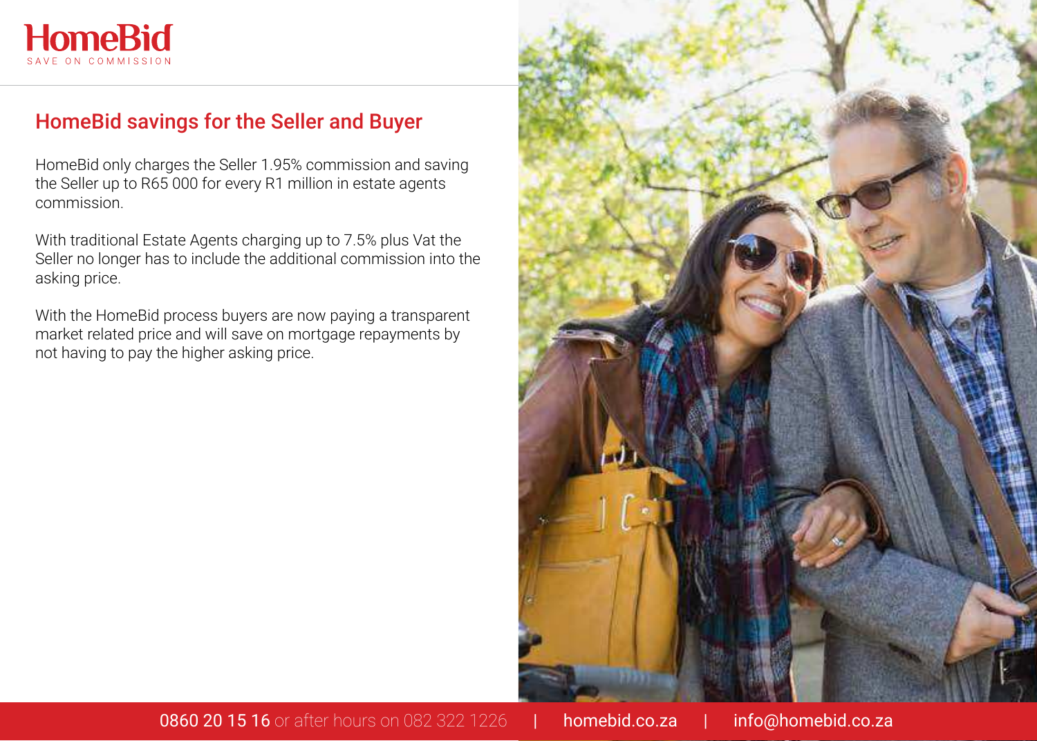HomeBid

SAVE ON COMMISSION

## HomeBid savings for the Seller and Buyer

HomeBid only charges the Seller 1.95% commission and saving the Seller up to R65 000 for every R1 million in estate agents commission.

With traditional Estate Agents charging up to 7.5% plus Vat the Seller no longer has to include the additional commission into the asking price.

With the HomeBid process buyers are now paying a transparent market related price and will save on mortgage repayments by not having to pay the higher asking price.

0860 20 15 16 or after hours on 082 322 1226 | homebid.co.za | info@homebid.co.za